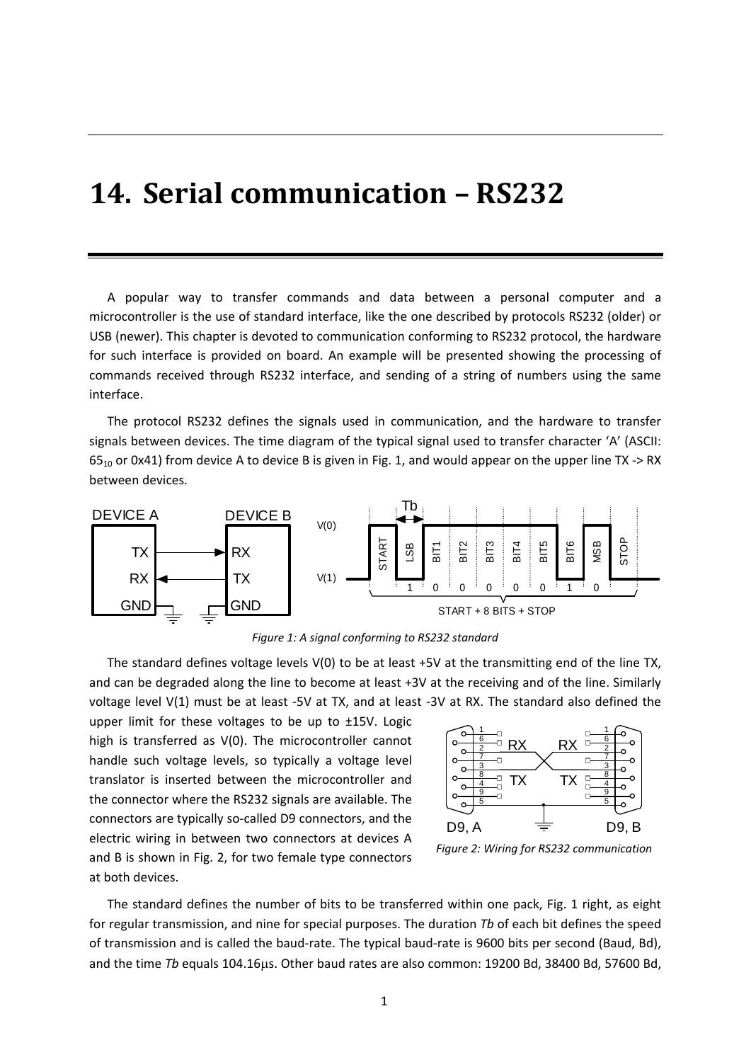# 14. Serial communication – RS232

A popular way to transfer commands and data between a personal computer and a microcontroller is the use of standard interface, like the one described by protocols RS232 (older) or USB (newer). This chapter is devoted to communication conforming to RS232 protocol, the hardware for such interface is provided on board. An example will be presented showing the processing of commands received through RS232 interface, and sending of a string of numbers using the same interface.

The protocol RS232 defines the signals used in communication, and the hardware to transfer signals between devices. The time diagram of the typical signal used to transfer character 'A' (ASCII: $65_{10}$ or 0x41) from device A to device B is given in Fig. 1, and would appear on the upper line TX -> RX between devices.

*Figure 1: A signal conforming to RS232 standard*

The standard defines voltage levels V(0) to be at least +5V at the transmitting end of the line TX, and can be degraded along the line to become at least +3V at the receiving and of the line. Similarly voltage level V(1) must be at least -5V at TX, and at least -3V at RX. The standard also defined the upper limit for these voltages to be up to ±15V. Logic high is transferred as V(0). The microcontroller cannot handle such voltage levels, so typically a voltage level translator is inserted between the microcontroller and the connector where the RS232 signals are available. The connectors are typically so-called D9 connectors, and the electric wiring in between two connectors at devices A and B is shown in Fig. 2, for two female type connectors at both devices.

*Figure 2: Wiring for RS232 communication*

The standard defines the number of bits to be transferred within one pack, Fig. 1 right, as eight for regular transmission, and nine for special purposes. The duration *Tb* of each bit defines the speed of transmission and is called the baud-rate. The typical baud-rate is 9600 bits per second (Baud, Bd), and the time *Tb* equals 104.16μs. Other baud rates are also common: 19200 Bd, 38400 Bd, 57600 Bd,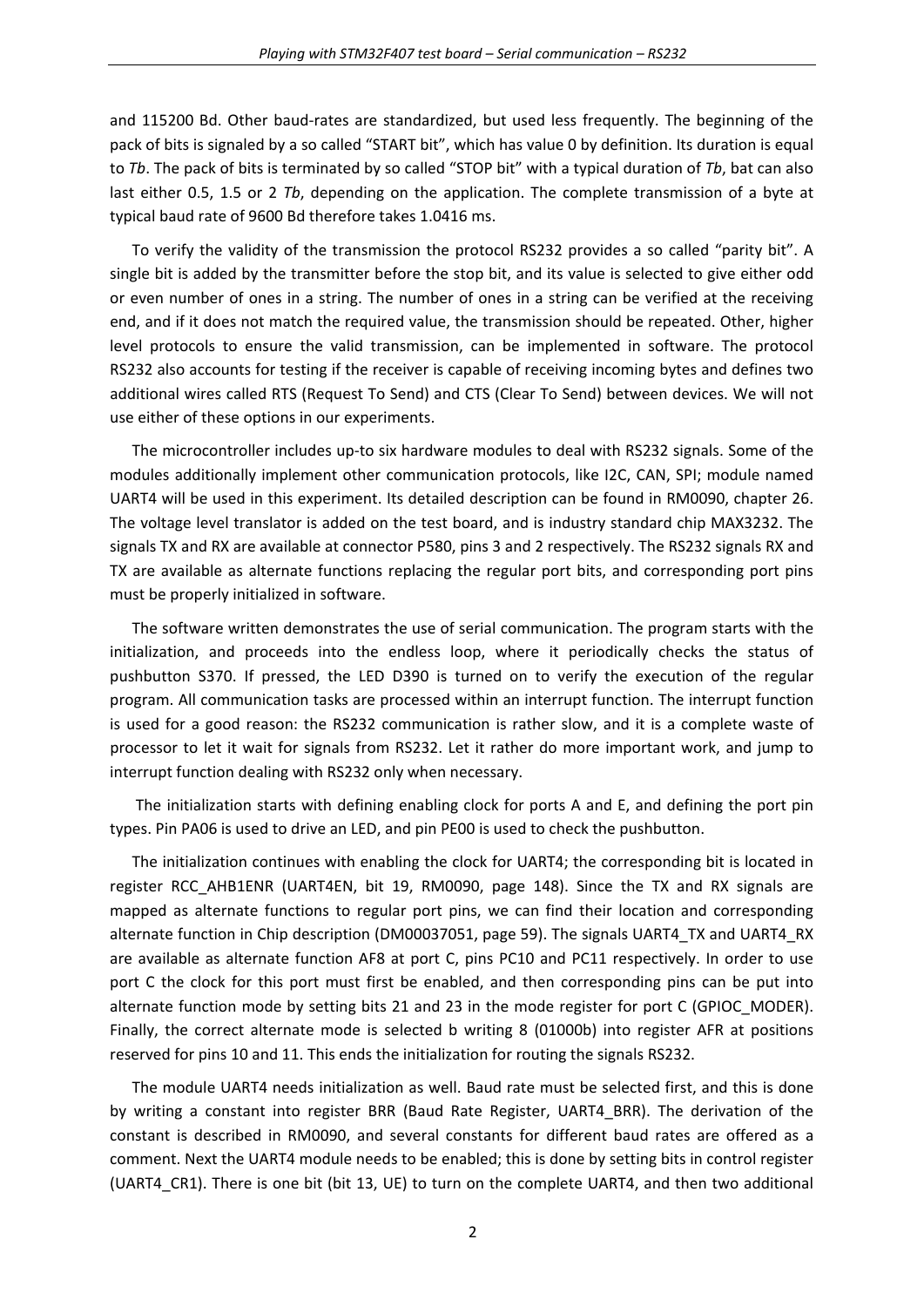and 115200 Bd. Other baud-rates are standardized, but used less frequently. The beginning of the pack of bits is signaled by a so called "START bit", which has value 0 by definition. Its duration is equal to *Tb*. The pack of bits is terminated by so called "STOP bit" with a typical duration of *Tb*, bat can also last either 0.5, 1.5 or 2 *Tb*, depending on the application. The complete transmission of a byte at typical baud rate of 9600 Bd therefore takes 1.0416 ms.

To verify the validity of the transmission the protocol RS232 provides a so called "parity bit". A single bit is added by the transmitter before the stop bit, and its value is selected to give either odd or even number of ones in a string. The number of ones in a string can be verified at the receiving end, and if it does not match the required value, the transmission should be repeated. Other, higher level protocols to ensure the valid transmission, can be implemented in software. The protocol RS232 also accounts for testing if the receiver is capable of receiving incoming bytes and defines two additional wires called RTS (Request To Send) and CTS (Clear To Send) between devices. We will not use either of these options in our experiments.

The microcontroller includes up-to six hardware modules to deal with RS232 signals. Some of the modules additionally implement other communication protocols, like I2C, CAN, SPI; module named UART4 will be used in this experiment. Its detailed description can be found in RM0090, chapter 26. The voltage level translator is added on the test board, and is industry standard chip MAX3232. The signals TX and RX are available at connector P580, pins 3 and 2 respectively. The RS232 signals RX and TX are available as alternate functions replacing the regular port bits, and corresponding port pins must be properly initialized in software.

The software written demonstrates the use of serial communication. The program starts with the initialization, and proceeds into the endless loop, where it periodically checks the status of pushbutton S370. If pressed, the LED D390 is turned on to verify the execution of the regular program. All communication tasks are processed within an interrupt function. The interrupt function is used for a good reason: the RS232 communication is rather slow, and it is a complete waste of processor to let it wait for signals from RS232. Let it rather do more important work, and jump to interrupt function dealing with RS232 only when necessary.

The initialization starts with defining enabling clock for ports A and E, and defining the port pin types. Pin PA06 is used to drive an LED, and pin PE00 is used to check the pushbutton.

The initialization continues with enabling the clock for UART4; the corresponding bit is located in register RCC_AHB1ENR (UART4EN, bit 19, RM0090, page 148). Since the TX and RX signals are mapped as alternate functions to regular port pins, we can find their location and corresponding alternate function in Chip description (DM00037051, page 59). The signals UART4_TX and UART4_RX are available as alternate function AF8 at port C, pins PC10 and PC11 respectively. In order to use port C the clock for this port must first be enabled, and then corresponding pins can be put into alternate function mode by setting bits 21 and 23 in the mode register for port C (GPIOC_MODER). Finally, the correct alternate mode is selected b writing 8 (01000b) into register AFR at positions reserved for pins 10 and 11. This ends the initialization for routing the signals RS232.

The module UART4 needs initialization as well. Baud rate must be selected first, and this is done by writing a constant into register BRR (Baud Rate Register, UART4_BRR). The derivation of the constant is described in RM0090, and several constants for different baud rates are offered as a comment. Next the UART4 module needs to be enabled; this is done by setting bits in control register (UART4_CR1). There is one bit (bit 13, UE) to turn on the complete UART4, and then two additional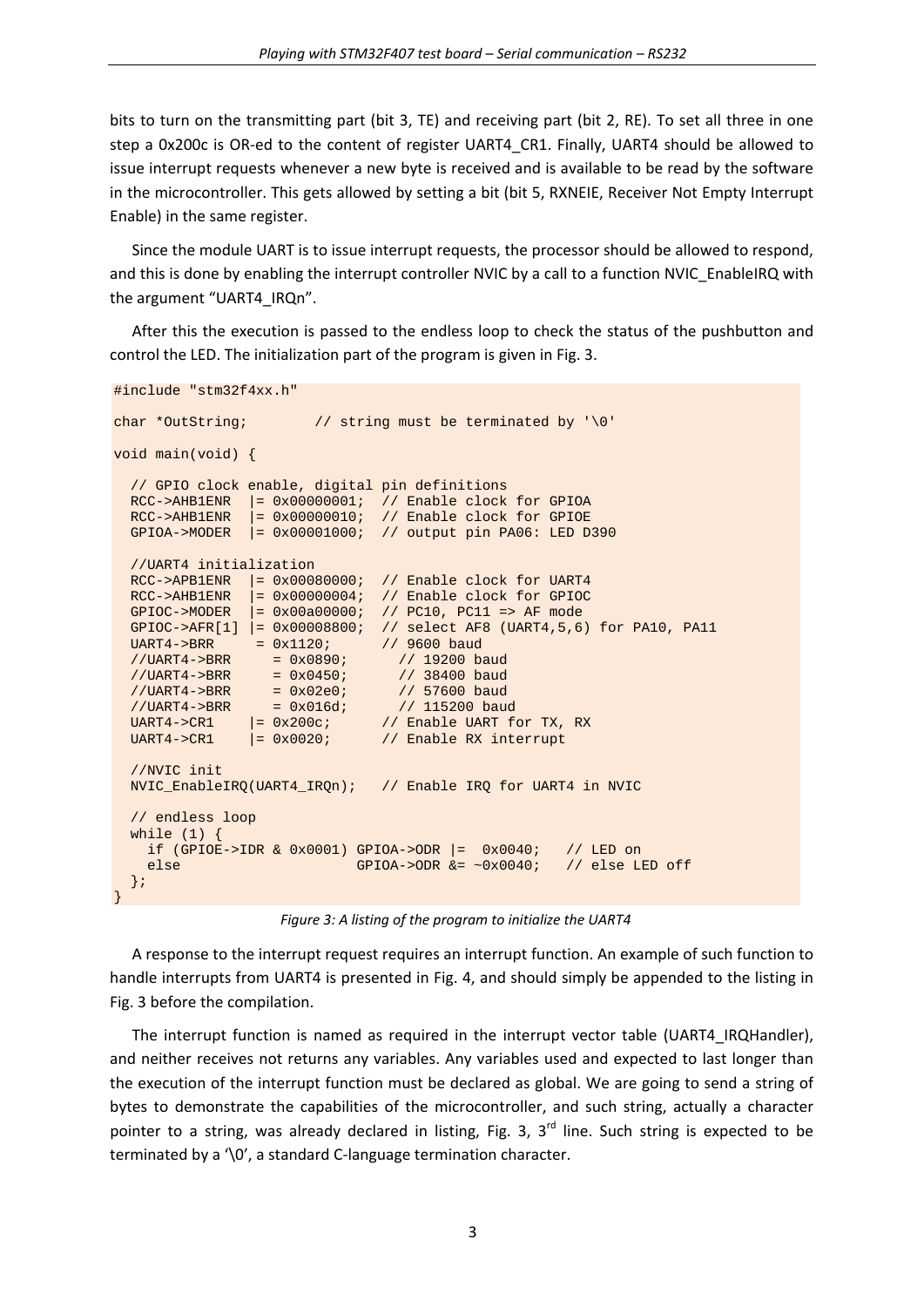bits to turn on the transmitting part (bit 3, TE) and receiving part (bit 2, RE). To set all three in one step a 0x200c is OR-ed to the content of register UART4_CR1. Finally, UART4 should be allowed to issue interrupt requests whenever a new byte is received and is available to be read by the software in the microcontroller. This gets allowed by setting a bit (bit 5, RXNEIE, Receiver Not Empty Interrupt Enable) in the same register.

Since the module UART is to issue interrupt requests, the processor should be allowed to respond, and this is done by enabling the interrupt controller NVIC by a call to a function NVIC_EnableIRQ with the argument "UART4_IRQn".

After this the execution is passed to the endless loop to check the status of the pushbutton and control the LED. The initialization part of the program is given in Fig. 3.

```
#include "stm32f4xx.h"

char *OutString;        // string must be terminated by '\0'

void main(void) {

  // GPIO clock enable, digital pin definitions
  RCC->AHB1ENR  |= 0x00000001;  // Enable clock for GPIOA
  RCC->AHB1ENR  |= 0x00000010;  // Enable clock for GPIOE
  GPIOA->MODER  |= 0x00001000;  // output pin PA06: LED D390

  //UART4 initialization
  RCC->APB1ENR  |= 0x00080000;  // Enable clock for UART4
  RCC->AHB1ENR  |= 0x00000004;  // Enable clock for GPIOC
  GPIOC->MODER  |= 0x00a00000;  // PC10, PC11 => AF mode
  GPIOC->AFR[1] |= 0x00008800;  // select AF8 (UART4,5,6) for PA10, PA11
  UART4->BRR     = 0x1120;      // 9600 baud
  //UART4->BRR     = 0x0890;      // 19200 baud
  //UART4->BRR     = 0x0450;      // 38400 baud
  //UART4->BRR     = 0x02e0;      // 57600 baud
  //UART4->BRR     = 0x016d;      // 115200 baud
  UART4->CR1    |= 0x200c;      // Enable UART for TX, RX
  UART4->CR1    |= 0x0020;      // Enable RX interrupt

  //NVIC init
  NVIC_EnableIRQ(UART4_IRQn);   // Enable IRQ for UART4 in NVIC

  // endless loop
  while (1) {
    if (GPIOE->IDR & 0x0001) GPIOA->ODR |=  0x0040;   // LED on
    else                     GPIOA->ODR &= ~0x0040;   // else LED off
  };
}
```

*Figure 3: A listing of the program to initialize the UART4*

A response to the interrupt request requires an interrupt function. An example of such function to handle interrupts from UART4 is presented in Fig. 4, and should simply be appended to the listing in Fig. 3 before the compilation.

The interrupt function is named as required in the interrupt vector table (UART4_IRQHandler), and neither receives not returns any variables. Any variables used and expected to last longer than the execution of the interrupt function must be declared as global. We are going to send a string of bytes to demonstrate the capabilities of the microcontroller, and such string, actually a character pointer to a string, was already declared in listing, Fig. 3, 3rd line. Such string is expected to be terminated by a '\0', a standard C-language termination character.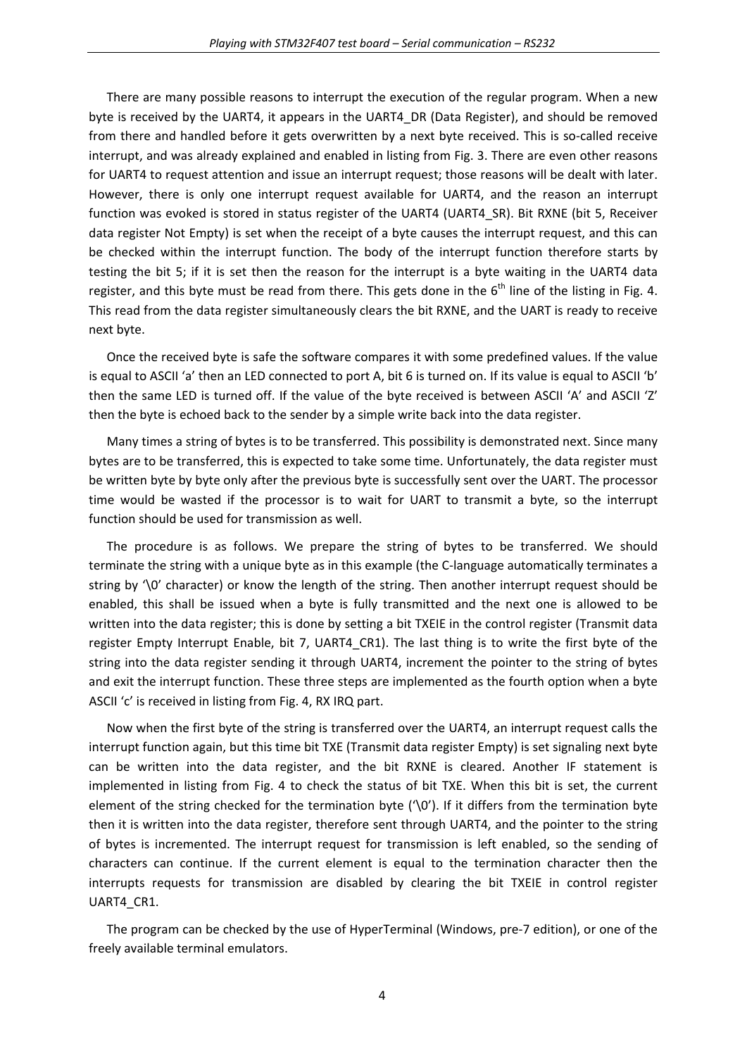There are many possible reasons to interrupt the execution of the regular program. When a new byte is received by the UART4, it appears in the UART4_DR (Data Register), and should be removed from there and handled before it gets overwritten by a next byte received. This is so-called receive interrupt, and was already explained and enabled in listing from Fig. 3. There are even other reasons for UART4 to request attention and issue an interrupt request; those reasons will be dealt with later. However, there is only one interrupt request available for UART4, and the reason an interrupt function was evoked is stored in status register of the UART4 (UART4_SR). Bit RXNE (bit 5, Receiver data register Not Empty) is set when the receipt of a byte causes the interrupt request, and this can be checked within the interrupt function. The body of the interrupt function therefore starts by testing the bit 5; if it is set then the reason for the interrupt is a byte waiting in the UART4 data register, and this byte must be read from there. This gets done in the 6th line of the listing in Fig. 4. This read from the data register simultaneously clears the bit RXNE, and the UART is ready to receive next byte.

Once the received byte is safe the software compares it with some predefined values. If the value is equal to ASCII 'a' then an LED connected to port A, bit 6 is turned on. If its value is equal to ASCII 'b' then the same LED is turned off. If the value of the byte received is between ASCII 'A' and ASCII 'Z' then the byte is echoed back to the sender by a simple write back into the data register.

Many times a string of bytes is to be transferred. This possibility is demonstrated next. Since many bytes are to be transferred, this is expected to take some time. Unfortunately, the data register must be written byte by byte only after the previous byte is successfully sent over the UART. The processor time would be wasted if the processor is to wait for UART to transmit a byte, so the interrupt function should be used for transmission as well.

The procedure is as follows. We prepare the string of bytes to be transferred. We should terminate the string with a unique byte as in this example (the C-language automatically terminates a string by '\0' character) or know the length of the string. Then another interrupt request should be enabled, this shall be issued when a byte is fully transmitted and the next one is allowed to be written into the data register; this is done by setting a bit TXEIE in the control register (Transmit data register Empty Interrupt Enable, bit 7, UART4_CR1). The last thing is to write the first byte of the string into the data register sending it through UART4, increment the pointer to the string of bytes and exit the interrupt function. These three steps are implemented as the fourth option when a byte ASCII 'c' is received in listing from Fig. 4, RX IRQ part.

Now when the first byte of the string is transferred over the UART4, an interrupt request calls the interrupt function again, but this time bit TXE (Transmit data register Empty) is set signaling next byte can be written into the data register, and the bit RXNE is cleared. Another IF statement is implemented in listing from Fig. 4 to check the status of bit TXE. When this bit is set, the current element of the string checked for the termination byte ('\0'). If it differs from the termination byte then it is written into the data register, therefore sent through UART4, and the pointer to the string of bytes is incremented. The interrupt request for transmission is left enabled, so the sending of characters can continue. If the current element is equal to the termination character then the interrupts requests for transmission are disabled by clearing the bit TXEIE in control register UART4_CR1.

The program can be checked by the use of HyperTerminal (Windows, pre-7 edition), or one of the freely available terminal emulators.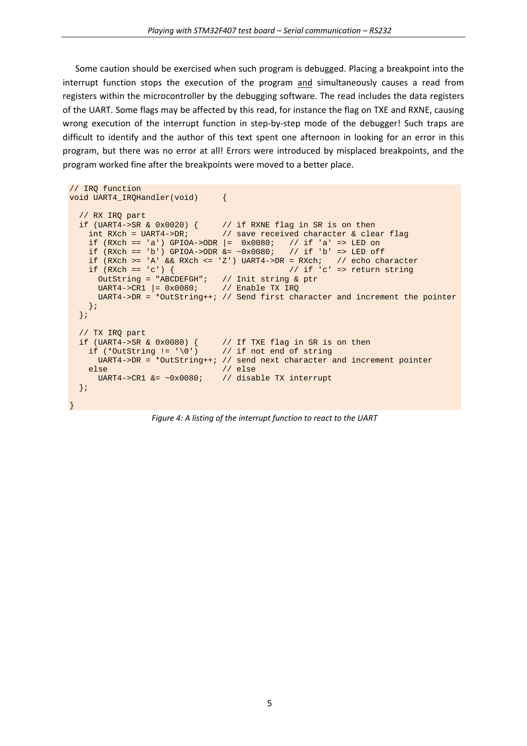Some caution should be exercised when such program is debugged. Placing a breakpoint into the interrupt function stops the execution of the program and simultaneously causes a read from registers within the microcontroller by the debugging software. The read includes the data registers of the UART. Some flags may be affected by this read, for instance the flag on TXE and RXNE, causing wrong execution of the interrupt function in step-by-step mode of the debugger! Such traps are difficult to identify and the author of this text spent one afternoon in looking for an error in this program, but there was no error at all! Errors were introduced by misplaced breakpoints, and the program worked fine after the breakpoints were moved to a better place.

```
// IRQ function
void UART4_IRQHandler(void)     {

  // RX IRQ part
  if (UART4->SR & 0x0020) {     // if RXNE flag in SR is on then
    int RXch = UART4->DR;       // save received character & clear flag
    if (RXch == 'a') GPIOA->ODR |=  0x0080;   // if 'a' => LED on
    if (RXch == 'b') GPIOA->ODR &= ~0x0080;   // if 'b' => LED off
    if (RXch >= 'A' && RXch <= 'Z') UART4->DR = RXch;   // echo character
    if (RXch == 'c') {                        // if 'c' => return string
      OutString = "ABCDEFGH";   // Init string & ptr
      UART4->CR1 |= 0x0080;     // Enable TX IRQ
      UART4->DR = *OutString++; // Send first character and increment the pointer
    };
  };

  // TX IRQ part
  if (UART4->SR & 0x0080) {     // If TXE flag in SR is on then
    if (*OutString != '\0')     // if not end of string
      UART4->DR = *OutString++; // send next character and increment pointer
    else                        // else
      UART4->CR1 &= ~0x0080;    // disable TX interrupt
  };

}
```

*Figure 4: A listing of the interrupt function to react to the UART*